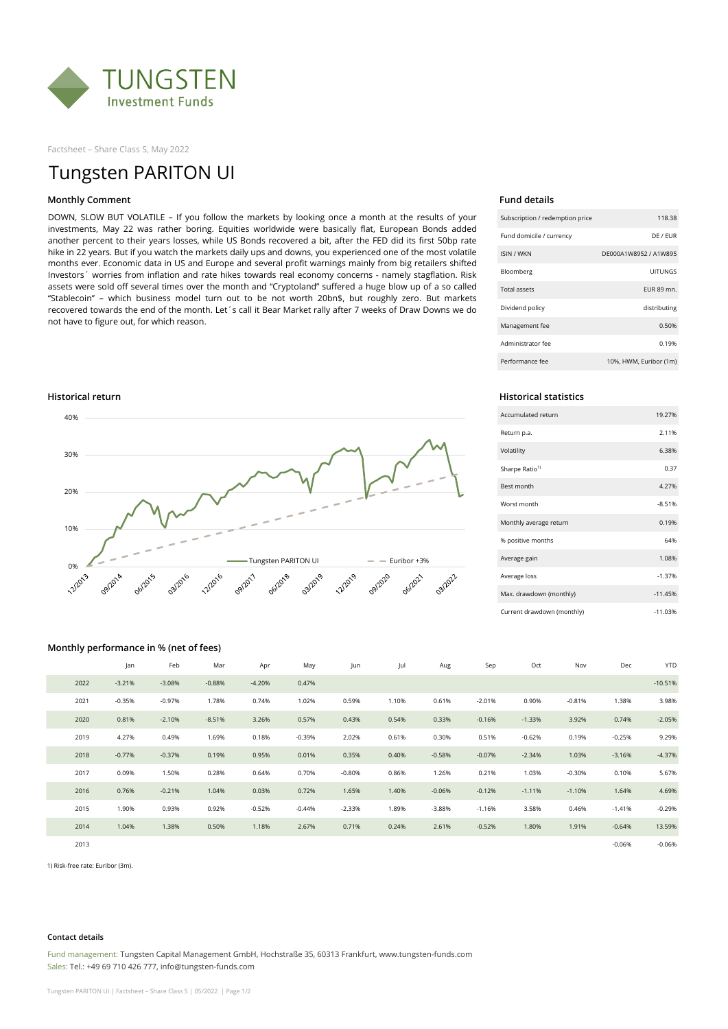# TUNGSTEN Investment Funds

Factsheet – Share Class S, May 2022

# Tungsten PARITON UI

## Monthly Comment

DOWN, SLOW BUT VOLATILE – If you follow the markets by looking once a month at the results of your investments, May 22 was rather boring. Equities worldwide were basically flat, European Bonds added another percent to their years losses, while US Bonds recovered a bit, after the FED did its first 50bp rate hike in 22 years. But if you watch the markets daily ups and downs, you experienced one of the most volatile months ever. Economic data in US and Europe and several profit warnings mainly from big retailers shifted Investors´ worries from inflation and rate hikes towards real economy concerns - namely stagflation. Risk assets were sold off several times over the month and "Cryptoland" suffered a huge blow up of a so called "Stablecoin" – which business model turn out to be not worth 20bn$, but roughly zero. But markets recovered towards the end of the month. Let´s call it Bear Market rally after 7 weeks of Draw Downs we do not have to figure out, for which reason.

## Fund details

| | |
|---|---|
| Subscription / redemption price | 118.38 |
| Fund domicile / currency | DE / EUR |
| ISIN / WKN | DE000A1W8952 / A1W895 |
| Bloomberg | UITUNGS |
| Total assets | EUR 89 mn. |
| Dividend policy | distributing |
| Management fee | 0.50% |
| Administrator fee | 0.19% |
| Performance fee | 10%, HWM, Euribor (1m) |

## Historical return

## Historical statistics

| | |
|---|---|
| Accumulated return | 19.27% |
| Return p.a. | 2.11% |
| Volatility | 6.38% |
| Sharpe Ratio[1] | 0.37 |
| Best month | 4.27% |
| Worst month | -8.51% |
| Monthly average return | 0.19% |
| % positive months | 64% |
| Average gain | 1.08% |
| Average loss | -1.37% |
| Max. drawdown (monthly) | -11.45% |
| Current drawdown (monthly) | -11.03% |

## Monthly performance in % (net of fees)

| | Jan | Feb | Mar | Apr | May | Jun | Jul | Aug | Sep | Oct | Nov | Dec | YTD |
|---|---|---|---|---|---|---|---|---|---|---|---|---|---|
| 2022 | -3.21% | -3.08% | -0.88% | -4.20% | 0.47% | | | | | | | | -10.51% |
| 2021 | -0.35% | -0.97% | 1.78% | 0.74% | 1.02% | 0.59% | 1.10% | 0.61% | -2.01% | 0.90% | -0.81% | 1.38% | 3.98% |
| 2020 | 0.81% | -2.10% | -8.51% | 3.26% | 0.57% | 0.43% | 0.54% | 0.33% | -0.16% | -1.33% | 3.92% | 0.74% | -2.05% |
| 2019 | 4.27% | 0.49% | 1.69% | 0.18% | -0.39% | 2.02% | 0.61% | 0.30% | 0.51% | -0.62% | 0.19% | -0.25% | 9.29% |
| 2018 | -0.77% | -0.37% | 0.19% | 0.95% | 0.01% | 0.35% | 0.40% | -0.58% | -0.07% | -2.34% | 1.03% | -3.16% | -4.37% |
| 2017 | 0.09% | 1.50% | 0.28% | 0.64% | 0.70% | -0.80% | 0.86% | 1.26% | 0.21% | 1.03% | -0.30% | 0.10% | 5.67% |
| 2016 | 0.76% | -0.21% | 1.04% | 0.03% | 0.72% | 1.65% | 1.40% | -0.06% | -0.12% | -1.11% | -1.10% | 1.64% | 4.69% |
| 2015 | 1.90% | 0.93% | 0.92% | -0.52% | -0.44% | -2.33% | 1.89% | -3.88% | -1.16% | 3.58% | 0.46% | -1.41% | -0.29% |
| 2014 | 1.04% | 1.38% | 0.50% | 1.18% | 2.67% | 0.71% | 0.24% | 2.61% | -0.52% | 1.80% | 1.91% | -0.64% | 13.59% |
| 2013 | | | | | | | | | | | | -0.06% | -0.06% |

1) Risk-free rate: Euribor (3m).

#### Contact details

Fund management: Tungsten Capital Management GmbH, Hochstraße 35, 60313 Frankfurt, www.tungsten-funds.com
Sales: Tel.: +49 69 710 426 777, info@tungsten-funds.com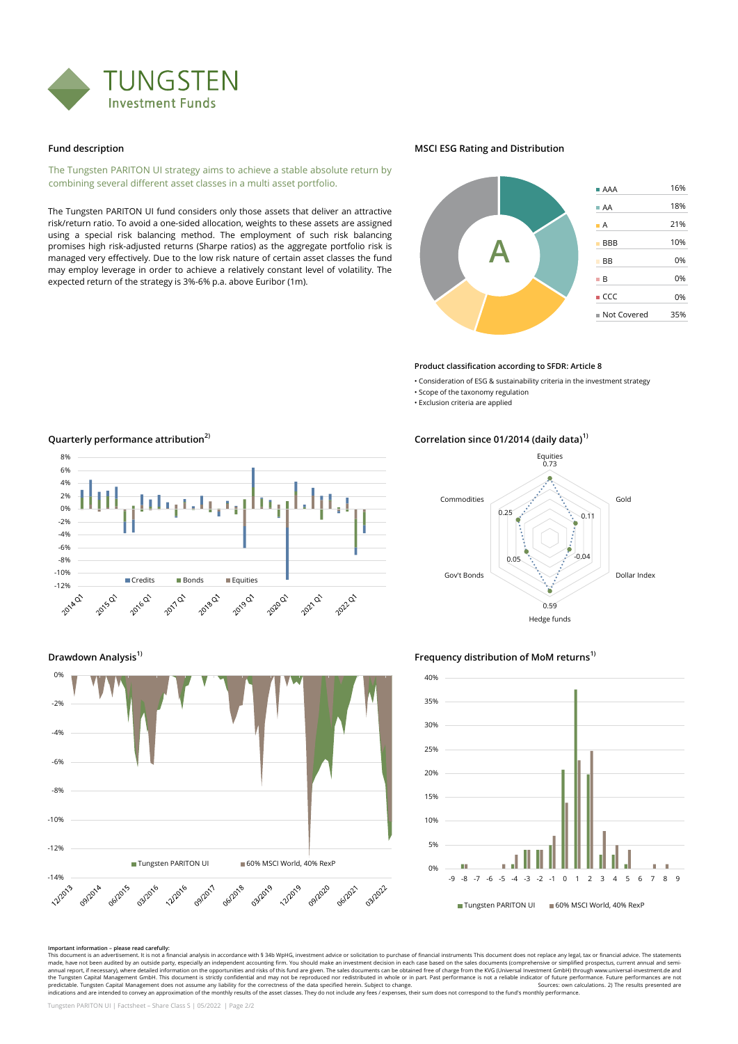## Fund description

The Tungsten PARITON UI strategy aims to achieve a stable absolute return by combining several different asset classes in a multi asset portfolio.

The Tungsten PARITON UI fund considers only those assets that deliver an attractive risk/return ratio. To avoid a one-sided allocation, weights to these assets are assigned using a special risk balancing method. The employment of such risk balancing promises high risk-adjusted returns (Sharpe ratios) as the aggregate portfolio risk is managed very effectively. Due to the low risk nature of certain asset classes the fund may employ leverage in order to achieve a relatively constant level of volatility. The expected return of the strategy is 3%-6% p.a. above Euribor (1m).

## MSCI ESG Rating and Distribution

A

| | |
|---|---|
| AAA | 16% |
| AA | 18% |
| A | 21% |
| BBB | 10% |
| BB | 0% |
| B | 0% |
| CCC | 0% |
| Not Covered | 35% |

**Product classification according to SFDR: Article 8**

- Consideration of ESG & sustainability criteria in the investment strategy
- Scope of the taxonomy regulation
- Exclusion criteria are applied

## Quarterly performance attribution[2]

8%
6%
4%
2%
0%
-2%
-4%
-6%
-8%
-10%
-12%

2014 Q1, 2015 Q1, 2016 Q1, 2017 Q1, 2018 Q1, 2019 Q1, 2020 Q1, 2021 Q1, 2022 Q1

Credits, Bonds, Equities

## Correlation since 01/2014 (daily data)[1]

Equities 0.73
Gold 0.11
Dollar Index -0.04
Hedge funds 0.59
Gov't Bonds 0.05
Commodities 0.25

## Drawdown Analysis[1]

0%
-2%
-4%
-6%
-8%
-10%
-12%
-14%

12/2013, 09/2014, 06/2015, 03/2016, 12/2016, 09/2017, 06/2018, 03/2019, 12/2019, 09/2020, 06/2021, 03/2022

Tungsten PARITON UI, 60% MSCI World, 40% RexP

## Frequency distribution of MoM returns[1]

40%
35%
30%
25%
20%
15%
10%
5%
0%

-9 -8 -7 -6 -5 -4 -3 -2 -1 0 1 2 3 4 5 6 7 8 9

Tungsten PARITON UI, 60% MSCI World, 40% RexP

**Important information – please read carefully:**
This document is an advertisement. It is not a financial analysis in accordance with § 34b WpHG, investment advice or solicitation to purchase of financial instruments This document does not replace any legal, tax or financial advice. The statements made, have not been audited by an outside party, especially an independent accounting firm. You should make an investment decision in each case based on the sales documents (comprehensive or simplified prospectus, current annual and semi-annual report, if necessary), where detailed information on the opportunities and risks of this fund are given. The sales documents can be obtained free of charge from the KVG (Universal Investment GmbH) through www.universal-investment.de and the Tungsten Capital Management GmbH. This document is strictly confidential and may not be reproduced nor redistributed in whole or in part. Past performance is not a reliable indicator of future performance. Future performances are not predictable. Tungsten Capital Management does not assume any liability for the correctness of the data specified herein. Subject to change. Sources: own calculations. 2) The results presented are indications and are intended to convey an approximation of the monthly results of the asset classes. They do not include any fees / expenses, their sum does not correspond to the fund's monthly performance.

Tungsten PARITON UI | Factsheet – Share Class S | 05/2022